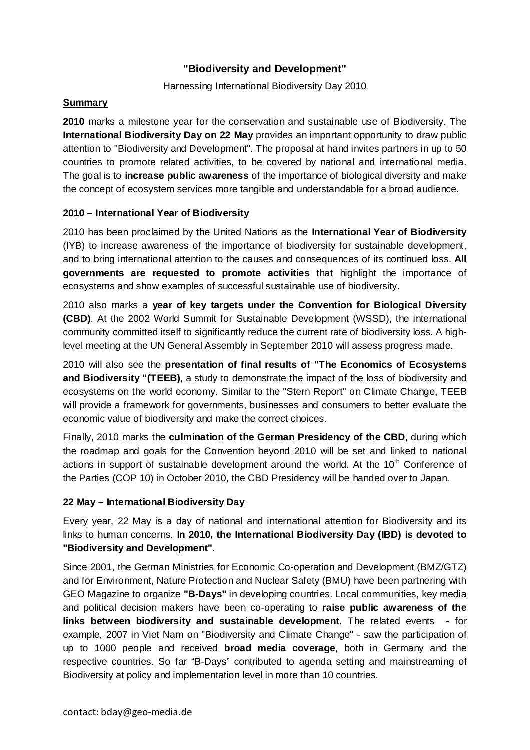# "Biodiversity and Development"

Harnessing International Biodiversity Day 2010

## Summary

**2010** marks a milestone year for the conservation and sustainable use of Biodiversity. The **International Biodiversity Day on 22 May** provides an important opportunity to draw public attention to "Biodiversity and Development". The proposal at hand invites partners in up to 50 countries to promote related activities, to be covered by national and international media. The goal is to **increase public awareness** of the importance of biological diversity and make the concept of ecosystem services more tangible and understandable for a broad audience.

## 2010 – International Year of Biodiversity

2010 has been proclaimed by the United Nations as the **International Year of Biodiversity** (IYB) to increase awareness of the importance of biodiversity for sustainable development, and to bring international attention to the causes and consequences of its continued loss. **All governments are requested to promote activities** that highlight the importance of ecosystems and show examples of successful sustainable use of biodiversity.

2010 also marks a **year of key targets under the Convention for Biological Diversity (CBD)**. At the 2002 World Summit for Sustainable Development (WSSD), the international community committed itself to significantly reduce the current rate of biodiversity loss. A high-level meeting at the UN General Assembly in September 2010 will assess progress made.

2010 will also see the **presentation of final results of "The Economics of Ecosystems and Biodiversity "(TEEB)**, a study to demonstrate the impact of the loss of biodiversity and ecosystems on the world economy. Similar to the "Stern Report" on Climate Change, TEEB will provide a framework for governments, businesses and consumers to better evaluate the economic value of biodiversity and make the correct choices.

Finally, 2010 marks the **culmination of the German Presidency of the CBD**, during which the roadmap and goals for the Convention beyond 2010 will be set and linked to national actions in support of sustainable development around the world. At the 10th Conference of the Parties (COP 10) in October 2010, the CBD Presidency will be handed over to Japan.

## 22 May – International Biodiversity Day

Every year, 22 May is a day of national and international attention for Biodiversity and its links to human concerns. **In 2010, the International Biodiversity Day (IBD) is devoted to "Biodiversity and Development"**.

Since 2001, the German Ministries for Economic Co-operation and Development (BMZ/GTZ) and for Environment, Nature Protection and Nuclear Safety (BMU) have been partnering with GEO Magazine to organize **"B-Days"** in developing countries. Local communities, key media and political decision makers have been co-operating to **raise public awareness of the links between biodiversity and sustainable development**. The related events - for example, 2007 in Viet Nam on "Biodiversity and Climate Change" - saw the participation of up to 1000 people and received **broad media coverage**, both in Germany and the respective countries. So far "B-Days" contributed to agenda setting and mainstreaming of Biodiversity at policy and implementation level in more than 10 countries.

contact: bday@geo-media.de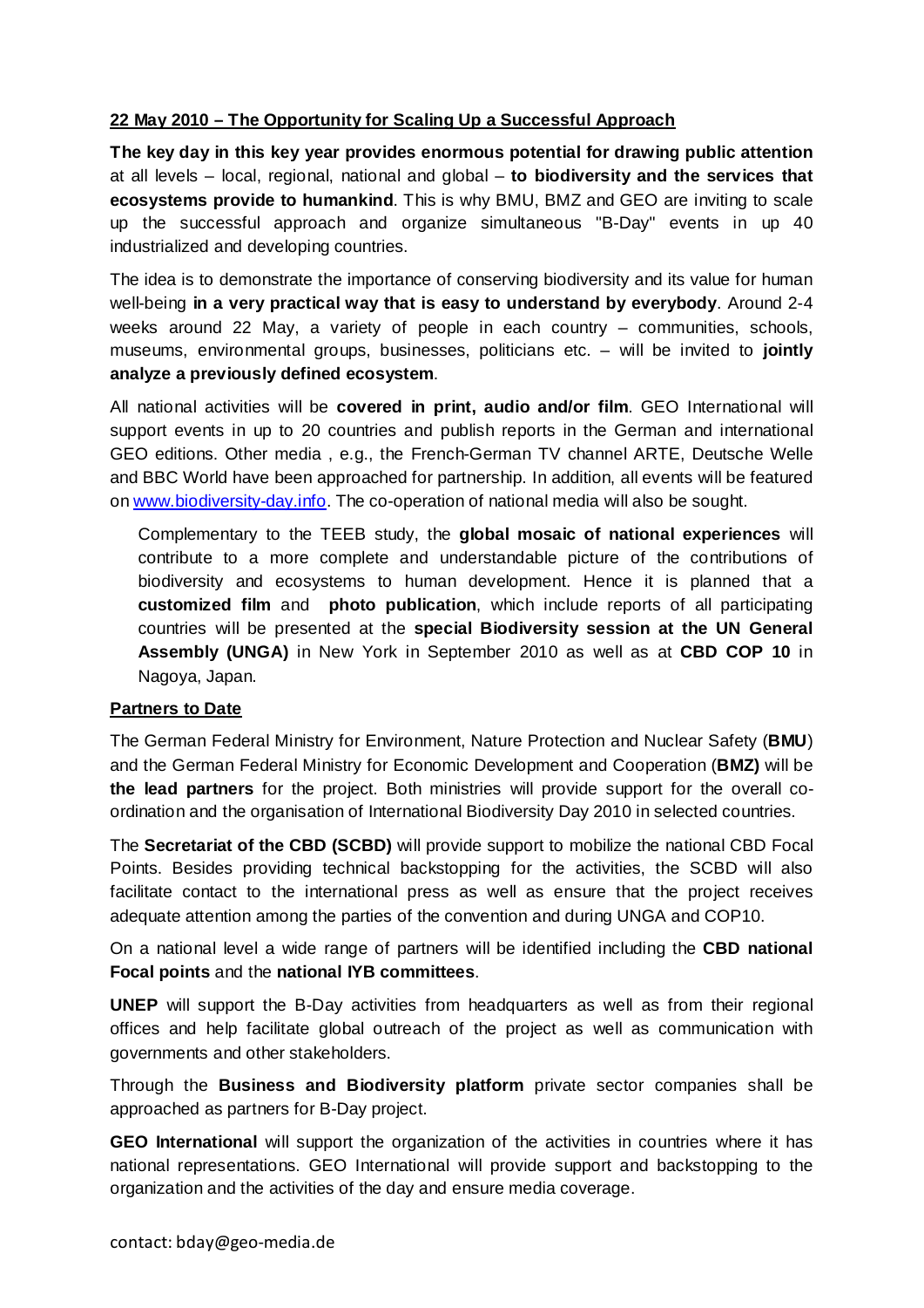**22 May 2010 – The Opportunity for Scaling Up a Successful Approach**

**The key day in this key year provides enormous potential for drawing public attention** at all levels – local, regional, national and global – **to biodiversity and the services that ecosystems provide to humankind**. This is why BMU, BMZ and GEO are inviting to scale up the successful approach and organize simultaneous "B-Day" events in up 40 industrialized and developing countries.

The idea is to demonstrate the importance of conserving biodiversity and its value for human well-being **in a very practical way that is easy to understand by everybody**. Around 2-4 weeks around 22 May, a variety of people in each country – communities, schools, museums, environmental groups, businesses, politicians etc. – will be invited to **jointly analyze a previously defined ecosystem**.

All national activities will be **covered in print, audio and/or film**. GEO International will support events in up to 20 countries and publish reports in the German and international GEO editions. Other media , e.g., the French-German TV channel ARTE, Deutsche Welle and BBC World have been approached for partnership. In addition, all events will be featured on [www.biodiversity-day.info](www.biodiversity-day.info). The co-operation of national media will also be sought.

> Complementary to the TEEB study, the **global mosaic of national experiences** will contribute to a more complete and understandable picture of the contributions of biodiversity and ecosystems to human development. Hence it is planned that a **customized film** and **photo publication**, which include reports of all participating countries will be presented at the **special Biodiversity session at the UN General Assembly (UNGA)** in New York in September 2010 as well as at **CBD COP 10** in Nagoya, Japan.

**Partners to Date**

The German Federal Ministry for Environment, Nature Protection and Nuclear Safety (**BMU**) and the German Federal Ministry for Economic Development and Cooperation (**BMZ)** will be **the lead partners** for the project. Both ministries will provide support for the overall co-ordination and the organisation of International Biodiversity Day 2010 in selected countries.

The **Secretariat of the CBD (SCBD)** will provide support to mobilize the national CBD Focal Points. Besides providing technical backstopping for the activities, the SCBD will also facilitate contact to the international press as well as ensure that the project receives adequate attention among the parties of the convention and during UNGA and COP10.

On a national level a wide range of partners will be identified including the **CBD national Focal points** and the **national IYB committees**.

**UNEP** will support the B-Day activities from headquarters as well as from their regional offices and help facilitate global outreach of the project as well as communication with governments and other stakeholders.

Through the **Business and Biodiversity platform** private sector companies shall be approached as partners for B-Day project.

**GEO International** will support the organization of the activities in countries where it has national representations. GEO International will provide support and backstopping to the organization and the activities of the day and ensure media coverage.

contact: bday@geo-media.de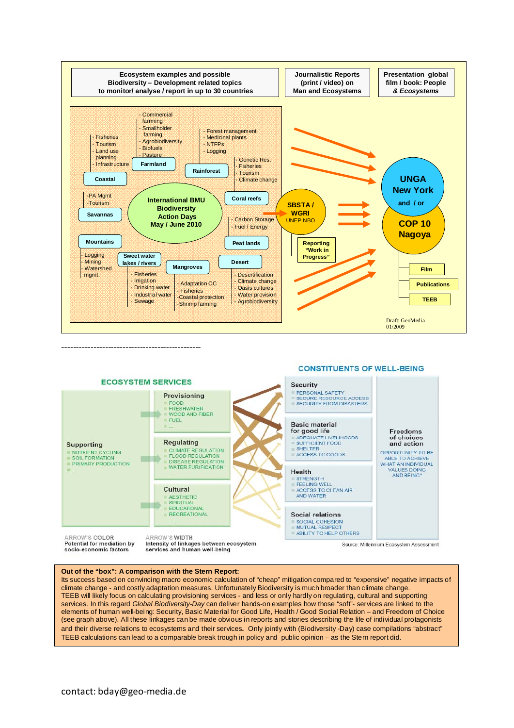Ecosystem examples and possible Biodiversity – Development related topics to monitor/ analyse / report in up to 30 countries

Journalistic Reports (print / video) on Man and Ecosystems

Presentation global film / book: People *& Ecosystems*

International BMU Biodiversity Action Days May / June 2010

Coastal
- Fisheries
- Tourism
- Land use planning
- Infrastructure

Farmland
- Commercial farming
- Smallholder farming
- Agrobiodiversity
- Biofuels
- Pasture

Rainforest
- Forest management
- Medicinal plants
- NTFPs
- Logging

Coral reefs
- Genetic Res.
- Fisheries
- Tourism
- Climate change

Savannas
-PA Mgmt
-Tourism

Peat lands
- Carbon Storage
- Fuel / Energy

Mountains
- Logging
- Mining
- Watershed mgmt.

Sweet water lakes / rivers
- Fisheries
- Irrigation
- Drinking water
- Industrial water
- Sewage

Mangroves
- Adaptation CC
- Fisheries
-Coastal protection
-Shrimp farming

Desert
- Desertification
- Climate change
- Oasis cultures
- Water provision
- Agrobiodiversity

SBSTA / WGRI
UNEP NBO

Reporting "Work in Progress"

UNGA New York
and / or
COP 10 Nagoya

Film

Publications

TEEB

Draft: GeoMedia
01/2009

-----------------------------------------------

CONSTITUENTS OF WELL-BEING

ECOSYSTEM SERVICES

Supporting
- NUTRIENT CYCLING
- SOIL FORMATION
- PRIMARY PRODUCTION
- ...

Provisioning
- FOOD
- FRESHWATER
- WOOD AND FIBER
- FUEL
- ...

Regulating
- CLIMATE REGULATION
- FLOOD REGULATION
- DISEASE REGULATION
- WATER PURIFICATION
- ...

Cultural
- AESTHETIC
- SPIRITUAL
- EDUCATIONAL
- RECREATIONAL
- ...

Security
- PERSONAL SAFETY
- SECURE RESOURCE ACCESS
- SECURITY FROM DISASTERS

Basic material for good life
- ADEQUATE LIVELIHOODS
- SUFFICIENT FOOD
- SHELTER
- ACCESS TO GOODS

Health
- STRENGTH
- FEELING WELL
- ACCESS TO CLEAN AIR AND WATER

Social relations
- SOCIAL COHESION
- MUTUAL RESPECT
- ABILITY TO HELP OTHERS

Freedoms of choices and action
OPPORTUNITY TO BE ABLE TO ACHIEVE WHAT AN INDIVIDUAL VALUES DOING AND BEING"

ARROW'S COLOR
Potential for mediation by socio-economic factors

ARROW'S WIDTH
Intensity of linkages between ecosystem services and human well-being

Source: Millennium Ecosystem Assessment

**Out of the "box": A comparison with the Stern Report:**
Its success based on convincing macro economic calculation of "cheap" mitigation compared to "expensive" negative impacts of climate change - and costly adaptation measures. Unfortunately Biodiversity is much broader than climate change. TEEB will likely focus on calculating provisioning services - and less or only hardly on regulating, cultural and supporting services. In this regard *Global Biodiversity-Day* can deliver hands-on examples how those "soft"- services are linked to the elements of human well-being: Security, Basic Material for Good Life, Health / Good Social Relation – and Freedom of Choice (see graph above). All these linkages can be made obvious in reports and stories describing the life of individual protagonists and their diverse relations to ecosystems and their services. Only jointly with (Biodiversity -Day) case compilations "abstract" TEEB calculations can lead to a comparable break trough in policy and public opinion – as the Stern report did.

contact: bday@geo-media.de